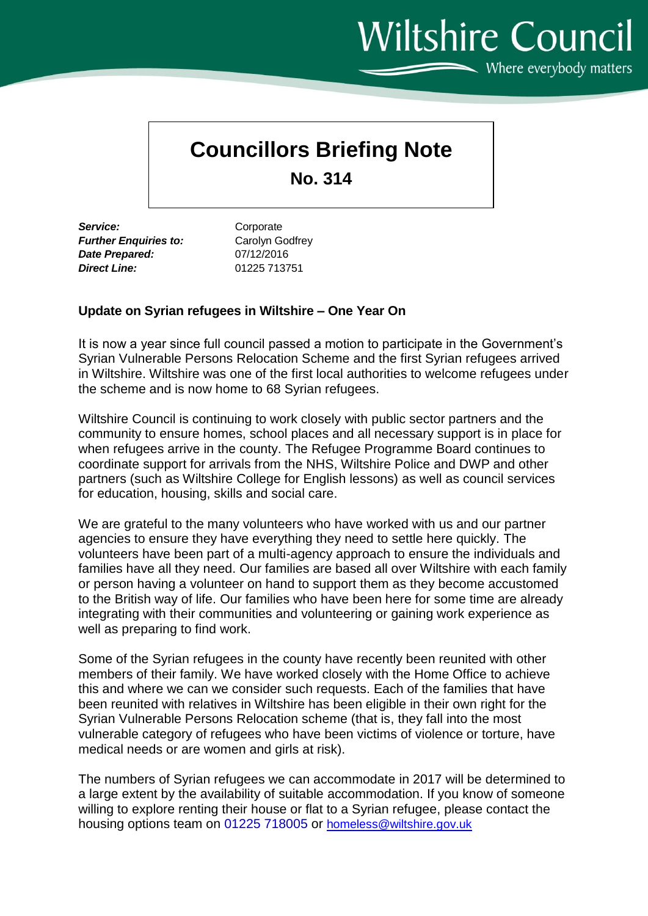Wiltshire Council

Where everybody matters

# Councillors Briefing Note

**No. 314**

| | |
|---|---|
| ***Service:*** | Corporate |
| ***Further Enquiries to:*** | Carolyn Godfrey |
| ***Date Prepared:*** | 07/12/2016 |
| ***Direct Line:*** | 01225 713751 |

**Update on Syrian refugees in Wiltshire – One Year On**

It is now a year since full council passed a motion to participate in the Government's Syrian Vulnerable Persons Relocation Scheme and the first Syrian refugees arrived in Wiltshire. Wiltshire was one of the first local authorities to welcome refugees under the scheme and is now home to 68 Syrian refugees.

Wiltshire Council is continuing to work closely with public sector partners and the community to ensure homes, school places and all necessary support is in place for when refugees arrive in the county. The Refugee Programme Board continues to coordinate support for arrivals from the NHS, Wiltshire Police and DWP and other partners (such as Wiltshire College for English lessons) as well as council services for education, housing, skills and social care.

We are grateful to the many volunteers who have worked with us and our partner agencies to ensure they have everything they need to settle here quickly. The volunteers have been part of a multi-agency approach to ensure the individuals and families have all they need. Our families are based all over Wiltshire with each family or person having a volunteer on hand to support them as they become accustomed to the British way of life. Our families who have been here for some time are already integrating with their communities and volunteering or gaining work experience as well as preparing to find work.

Some of the Syrian refugees in the county have recently been reunited with other members of their family. We have worked closely with the Home Office to achieve this and where we can we consider such requests. Each of the families that have been reunited with relatives in Wiltshire has been eligible in their own right for the Syrian Vulnerable Persons Relocation scheme (that is, they fall into the most vulnerable category of refugees who have been victims of violence or torture, have medical needs or are women and girls at risk).

The numbers of Syrian refugees we can accommodate in 2017 will be determined to a large extent by the availability of suitable accommodation. If you know of someone willing to explore renting their house or flat to a Syrian refugee, please contact the housing options team on 01225 718005 or homeless@wiltshire.gov.uk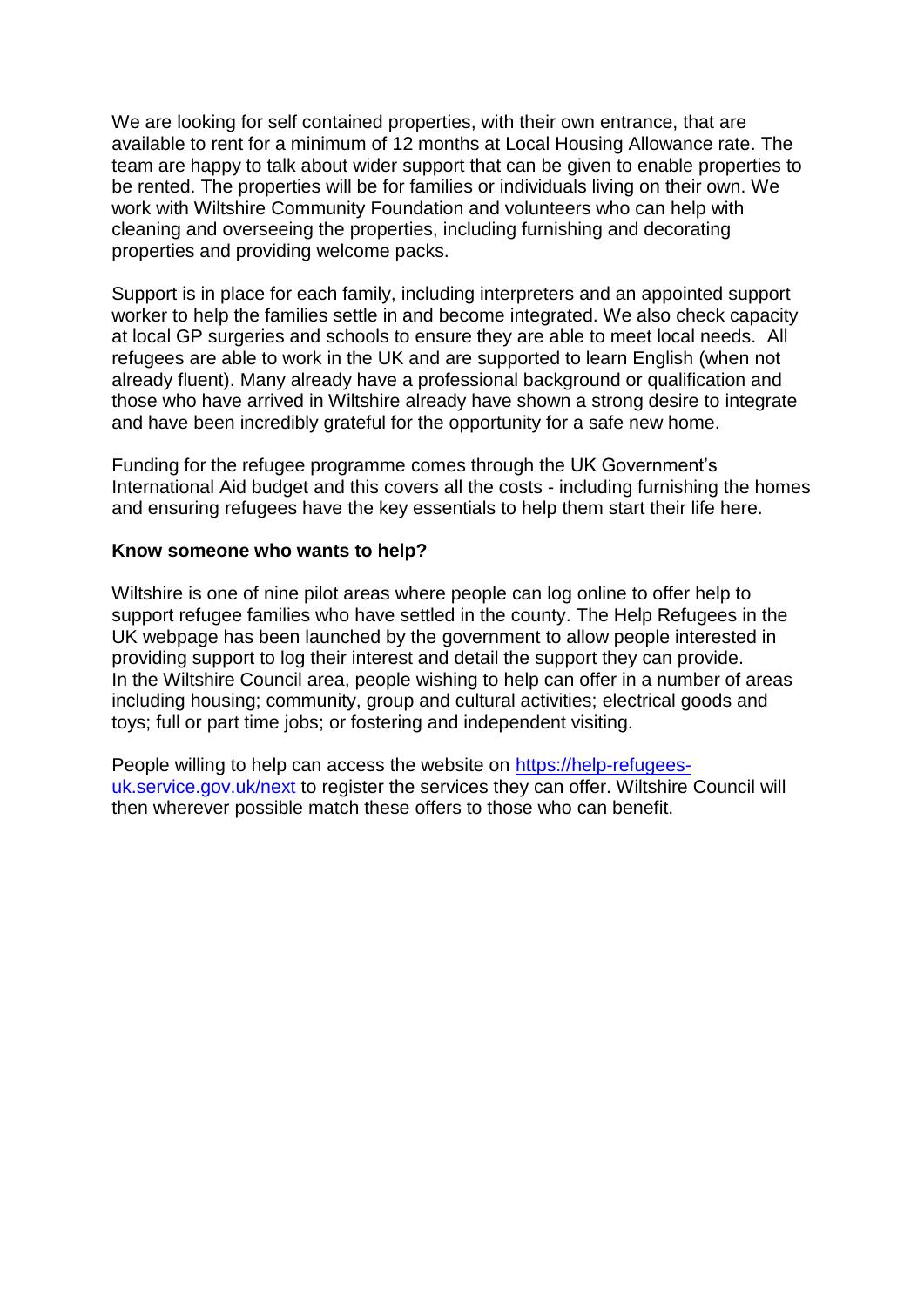We are looking for self contained properties, with their own entrance, that are available to rent for a minimum of 12 months at Local Housing Allowance rate. The team are happy to talk about wider support that can be given to enable properties to be rented. The properties will be for families or individuals living on their own. We work with Wiltshire Community Foundation and volunteers who can help with cleaning and overseeing the properties, including furnishing and decorating properties and providing welcome packs.

Support is in place for each family, including interpreters and an appointed support worker to help the families settle in and become integrated. We also check capacity at local GP surgeries and schools to ensure they are able to meet local needs. All refugees are able to work in the UK and are supported to learn English (when not already fluent). Many already have a professional background or qualification and those who have arrived in Wiltshire already have shown a strong desire to integrate and have been incredibly grateful for the opportunity for a safe new home.

Funding for the refugee programme comes through the UK Government's International Aid budget and this covers all the costs - including furnishing the homes and ensuring refugees have the key essentials to help them start their life here.

**Know someone who wants to help?**

Wiltshire is one of nine pilot areas where people can log online to offer help to support refugee families who have settled in the county. The Help Refugees in the UK webpage has been launched by the government to allow people interested in providing support to log their interest and detail the support they can provide. In the Wiltshire Council area, people wishing to help can offer in a number of areas including housing; community, group and cultural activities; electrical goods and toys; full or part time jobs; or fostering and independent visiting.

People willing to help can access the website on [https://help-refugees-uk.service.gov.uk/next](https://help-refugees-uk.service.gov.uk/next) to register the services they can offer. Wiltshire Council will then wherever possible match these offers to those who can benefit.